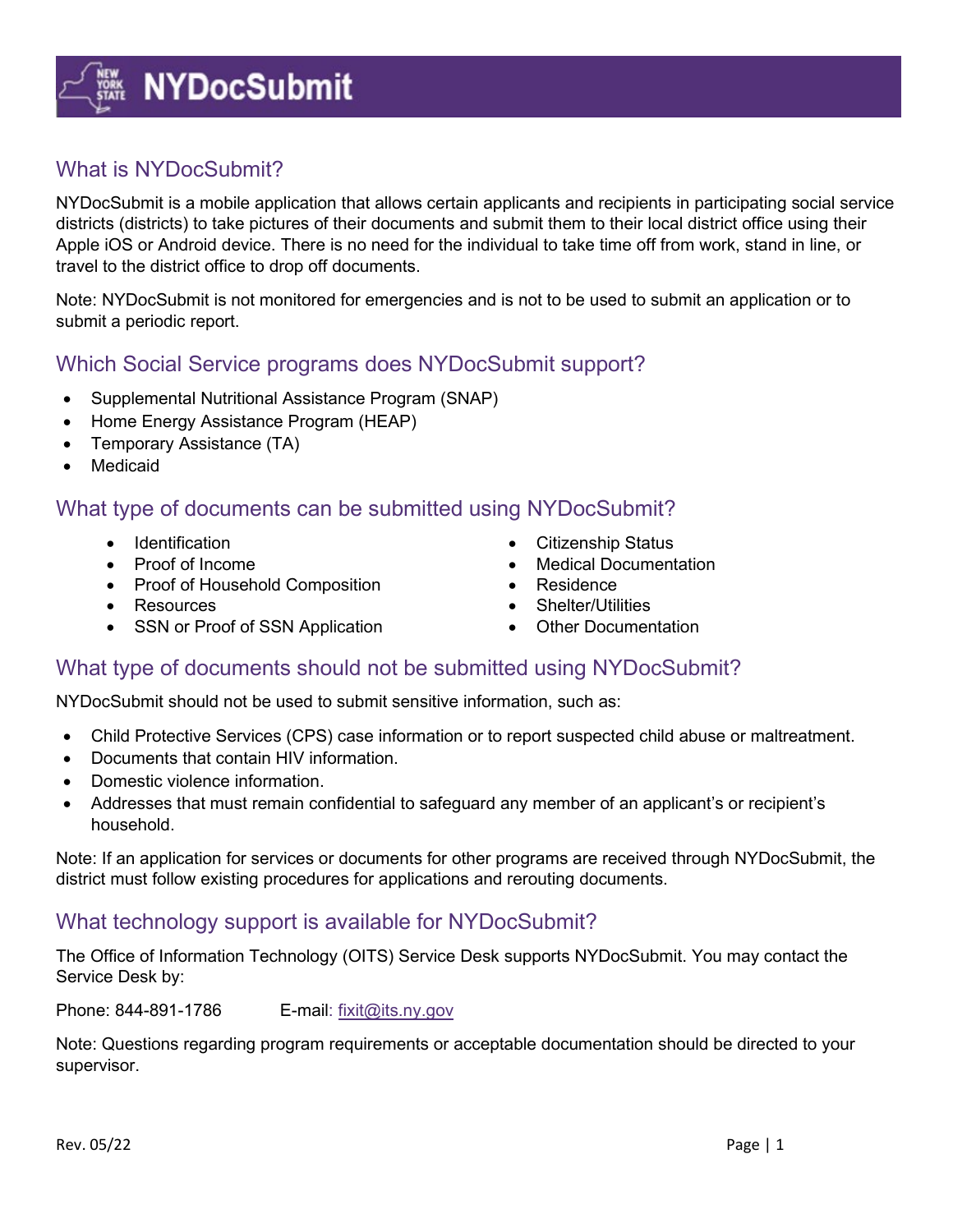# NYDocSubmit

## What is NYDocSubmit?

NYDocSubmit is a mobile application that allows certain applicants and recipients in participating social service districts (districts) to take pictures of their documents and submit them to their local district office using their Apple iOS or Android device. There is no need for the individual to take time off from work, stand in line, or travel to the district office to drop off documents.

Note: NYDocSubmit is not monitored for emergencies and is not to be used to submit an application or to submit a periodic report.

## Which Social Service programs does NYDocSubmit support?

- Supplemental Nutritional Assistance Program (SNAP)
- Home Energy Assistance Program (HEAP)
- Temporary Assistance (TA)
- Medicaid

## What type of documents can be submitted using NYDocSubmit?

- Identification
- Proof of Income
- Proof of Household Composition
- Resources
- SSN or Proof of SSN Application
- Citizenship Status
- Medical Documentation
- Residence
- Shelter/Utilities
- Other Documentation

## What type of documents should not be submitted using NYDocSubmit?

NYDocSubmit should not be used to submit sensitive information, such as:

- Child Protective Services (CPS) case information or to report suspected child abuse or maltreatment.
- Documents that contain HIV information.
- Domestic violence information.
- Addresses that must remain confidential to safeguard any member of an applicant's or recipient's household.

Note: If an application for services or documents for other programs are received through NYDocSubmit, the district must follow existing procedures for applications and rerouting documents.

## What technology support is available for NYDocSubmit?

The Office of Information Technology (OITS) Service Desk supports NYDocSubmit. You may contact the Service Desk by:

Phone: 844-891-1786 E-mail: fixit@its.ny.gov

Note: Questions regarding program requirements or acceptable documentation should be directed to your supervisor.

Rev. 05/22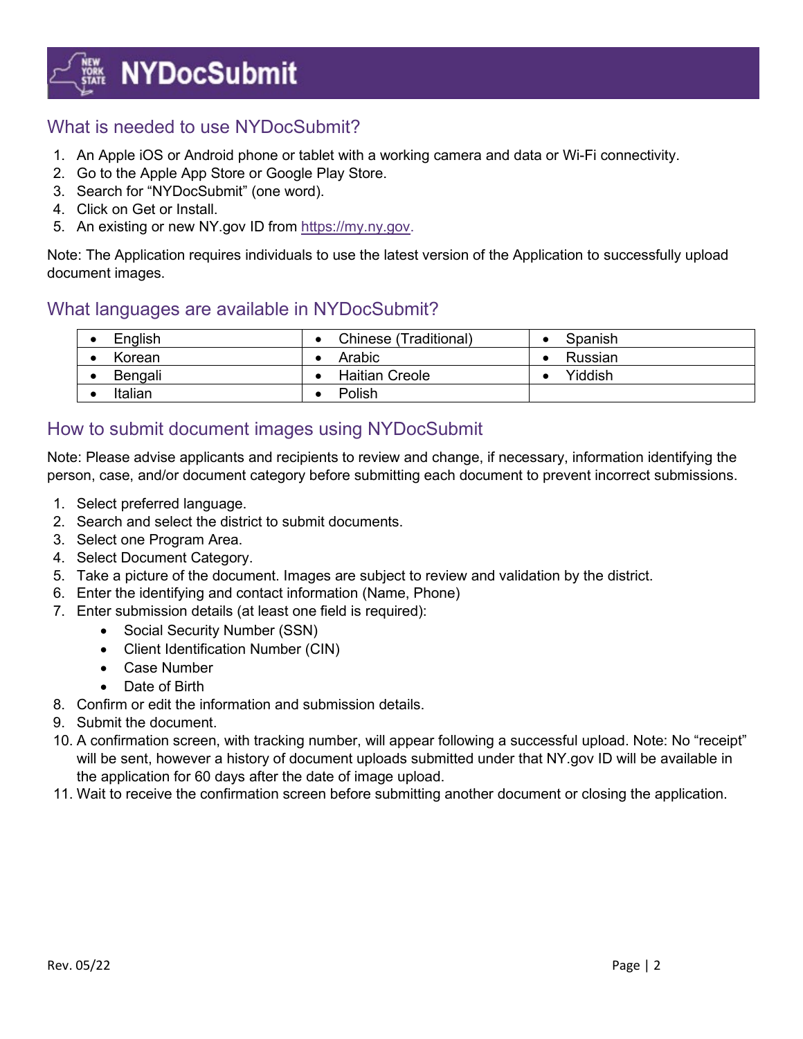# NYDocSubmit

## What is needed to use NYDocSubmit?

1. An Apple iOS or Android phone or tablet with a working camera and data or Wi-Fi connectivity.
2. Go to the Apple App Store or Google Play Store.
3. Search for "NYDocSubmit" (one word).
4. Click on Get or Install.
5. An existing or new NY.gov ID from https://my.ny.gov.

Note: The Application requires individuals to use the latest version of the Application to successfully upload document images.

## What languages are available in NYDocSubmit?

| | | |
|---|---|---|
| • English | • Chinese (Traditional) | • Spanish |
| • Korean | • Arabic | • Russian |
| • Bengali | • Haitian Creole | • Yiddish |
| • Italian | • Polish | |

## How to submit document images using NYDocSubmit

Note: Please advise applicants and recipients to review and change, if necessary, information identifying the person, case, and/or document category before submitting each document to prevent incorrect submissions.

1. Select preferred language.
2. Search and select the district to submit documents.
3. Select one Program Area.
4. Select Document Category.
5. Take a picture of the document. Images are subject to review and validation by the district.
6. Enter the identifying and contact information (Name, Phone)
7. Enter submission details (at least one field is required):
   - Social Security Number (SSN)
   - Client Identification Number (CIN)
   - Case Number
   - Date of Birth
8. Confirm or edit the information and submission details.
9. Submit the document.
10. A confirmation screen, with tracking number, will appear following a successful upload. Note: No "receipt" will be sent, however a history of document uploads submitted under that NY.gov ID will be available in the application for 60 days after the date of image upload.
11. Wait to receive the confirmation screen before submitting another document or closing the application.

Rev. 05/22